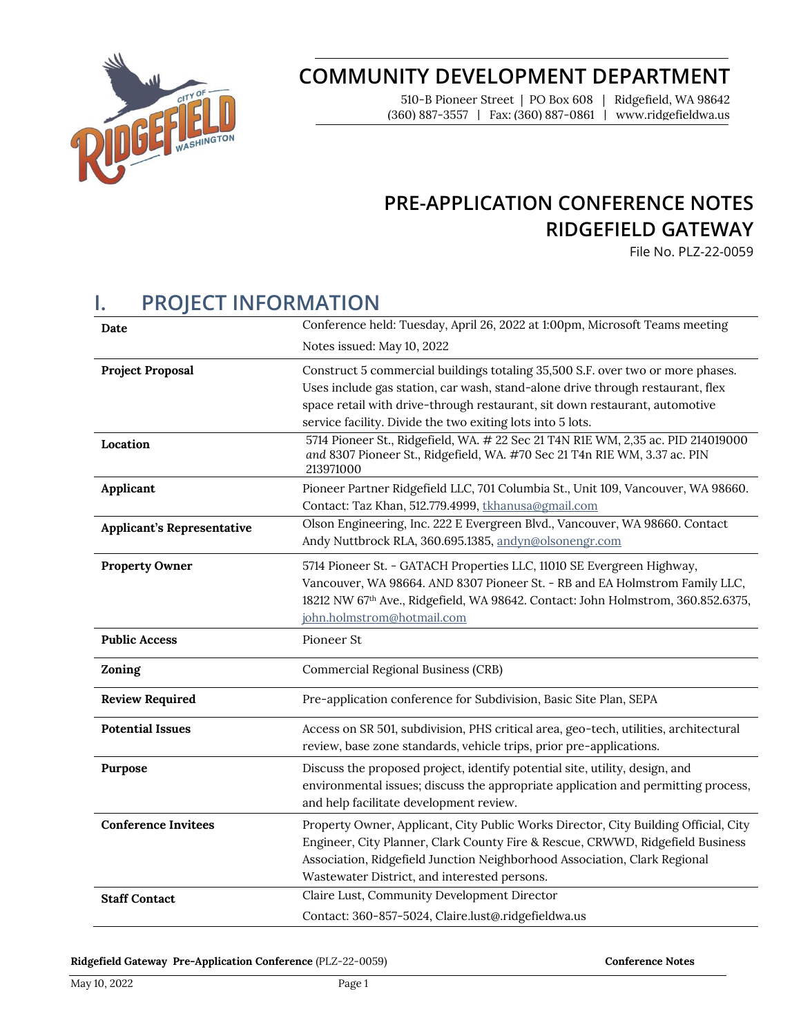# COMMUNITY DEVELOPMENT DEPARTMENT

510-B Pioneer Street | PO Box 608 | Ridgefield, WA 98642
(360) 887-3557 | Fax: (360) 887-0861 | www.ridgefieldwa.us

# PRE-APPLICATION CONFERENCE NOTES
# RIDGEFIELD GATEWAY

File No. PLZ-22-0059

## I. PROJECT INFORMATION

| | |
|---|---|
| **Date** | Conference held: Tuesday, April 26, 2022 at 1:00pm, Microsoft Teams meeting<br>Notes issued: May 10, 2022 |
| **Project Proposal** | Construct 5 commercial buildings totaling 35,500 S.F. over two or more phases. Uses include gas station, car wash, stand-alone drive through restaurant, flex space retail with drive-through restaurant, sit down restaurant, automotive service facility. Divide the two exiting lots into 5 lots. |
| **Location** | 5714 Pioneer St., Ridgefield, WA. # 22 Sec 21 T4N R1E WM, 2,35 ac. PID 214019000 *and* 8307 Pioneer St., Ridgefield, WA. #70 Sec 21 T4n R1E WM, 3.37 ac. PIN 213971000 |
| **Applicant** | Pioneer Partner Ridgefield LLC, 701 Columbia St., Unit 109, Vancouver, WA 98660. Contact: Taz Khan, 512.779.4999, tkhanusa@gmail.com |
| **Applicant's Representative** | Olson Engineering, Inc. 222 E Evergreen Blvd., Vancouver, WA 98660. Contact Andy Nuttbrock RLA, 360.695.1385, andyn@olsonengr.com |
| **Property Owner** | 5714 Pioneer St. - GATACH Properties LLC, 11010 SE Evergreen Highway, Vancouver, WA 98664. AND 8307 Pioneer St. - RB and EA Holmstrom Family LLC, 18212 NW 67th Ave., Ridgefield, WA 98642. Contact: John Holmstrom, 360.852.6375, john.holmstrom@hotmail.com |
| **Public Access** | Pioneer St |
| **Zoning** | Commercial Regional Business (CRB) |
| **Review Required** | Pre-application conference for Subdivision, Basic Site Plan, SEPA |
| **Potential Issues** | Access on SR 501, subdivision, PHS critical area, geo-tech, utilities, architectural review, base zone standards, vehicle trips, prior pre-applications. |
| **Purpose** | Discuss the proposed project, identify potential site, utility, design, and environmental issues; discuss the appropriate application and permitting process, and help facilitate development review. |
| **Conference Invitees** | Property Owner, Applicant, City Public Works Director, City Building Official, City Engineer, City Planner, Clark County Fire & Rescue, CRWWD, Ridgefield Business Association, Ridgefield Junction Neighborhood Association, Clark Regional Wastewater District, and interested persons. |
| **Staff Contact** | Claire Lust, Community Development Director<br>Contact: 360-857-5024, Claire.lust@ridgefieldwa.us |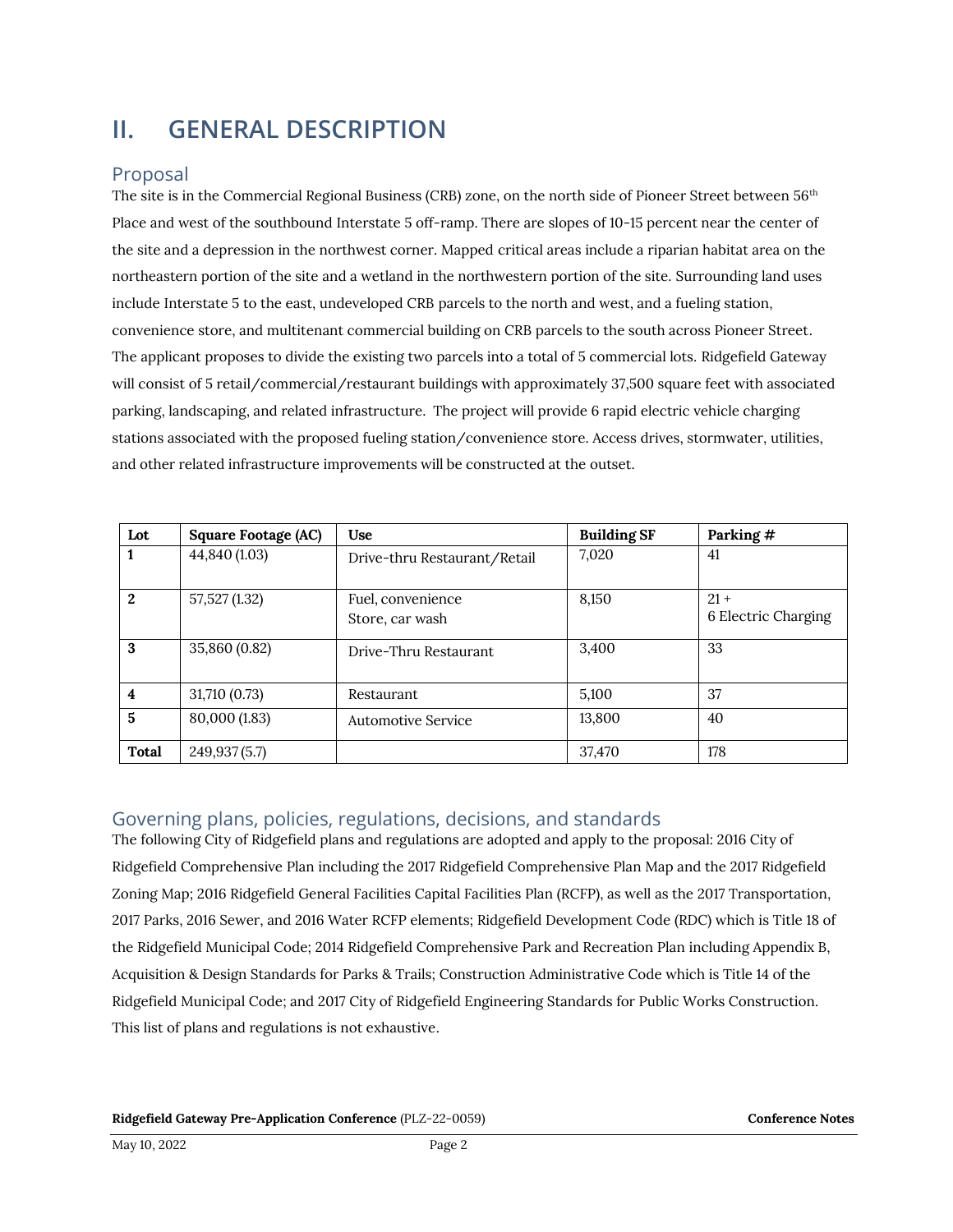# II. GENERAL DESCRIPTION

## Proposal

The site is in the Commercial Regional Business (CRB) zone, on the north side of Pioneer Street between 56th Place and west of the southbound Interstate 5 off-ramp. There are slopes of 10-15 percent near the center of the site and a depression in the northwest corner. Mapped critical areas include a riparian habitat area on the northeastern portion of the site and a wetland in the northwestern portion of the site. Surrounding land uses include Interstate 5 to the east, undeveloped CRB parcels to the north and west, and a fueling station, convenience store, and multitenant commercial building on CRB parcels to the south across Pioneer Street. The applicant proposes to divide the existing two parcels into a total of 5 commercial lots. Ridgefield Gateway will consist of 5 retail/commercial/restaurant buildings with approximately 37,500 square feet with associated parking, landscaping, and related infrastructure. The project will provide 6 rapid electric vehicle charging stations associated with the proposed fueling station/convenience store. Access drives, stormwater, utilities, and other related infrastructure improvements will be constructed at the outset.

| Lot | Square Footage (AC) | Use | Building SF | Parking # |
|---|---|---|---|---|
| 1 | 44,840 (1.03) | Drive-thru Restaurant/Retail | 7,020 | 41 |
| 2 | 57,527 (1.32) | Fuel, convenience Store, car wash | 8,150 | 21 + 6 Electric Charging |
| 3 | 35,860 (0.82) | Drive-Thru Restaurant | 3,400 | 33 |
| 4 | 31,710 (0.73) | Restaurant | 5,100 | 37 |
| 5 | 80,000 (1.83) | Automotive Service | 13,800 | 40 |
| **Total** | 249,937 (5.7) | | 37,470 | 178 |

## Governing plans, policies, regulations, decisions, and standards

The following City of Ridgefield plans and regulations are adopted and apply to the proposal: 2016 City of Ridgefield Comprehensive Plan including the 2017 Ridgefield Comprehensive Plan Map and the 2017 Ridgefield Zoning Map; 2016 Ridgefield General Facilities Capital Facilities Plan (RCFP), as well as the 2017 Transportation, 2017 Parks, 2016 Sewer, and 2016 Water RCFP elements; Ridgefield Development Code (RDC) which is Title 18 of the Ridgefield Municipal Code; 2014 Ridgefield Comprehensive Park and Recreation Plan including Appendix B, Acquisition & Design Standards for Parks & Trails; Construction Administrative Code which is Title 14 of the Ridgefield Municipal Code; and 2017 City of Ridgefield Engineering Standards for Public Works Construction. This list of plans and regulations is not exhaustive.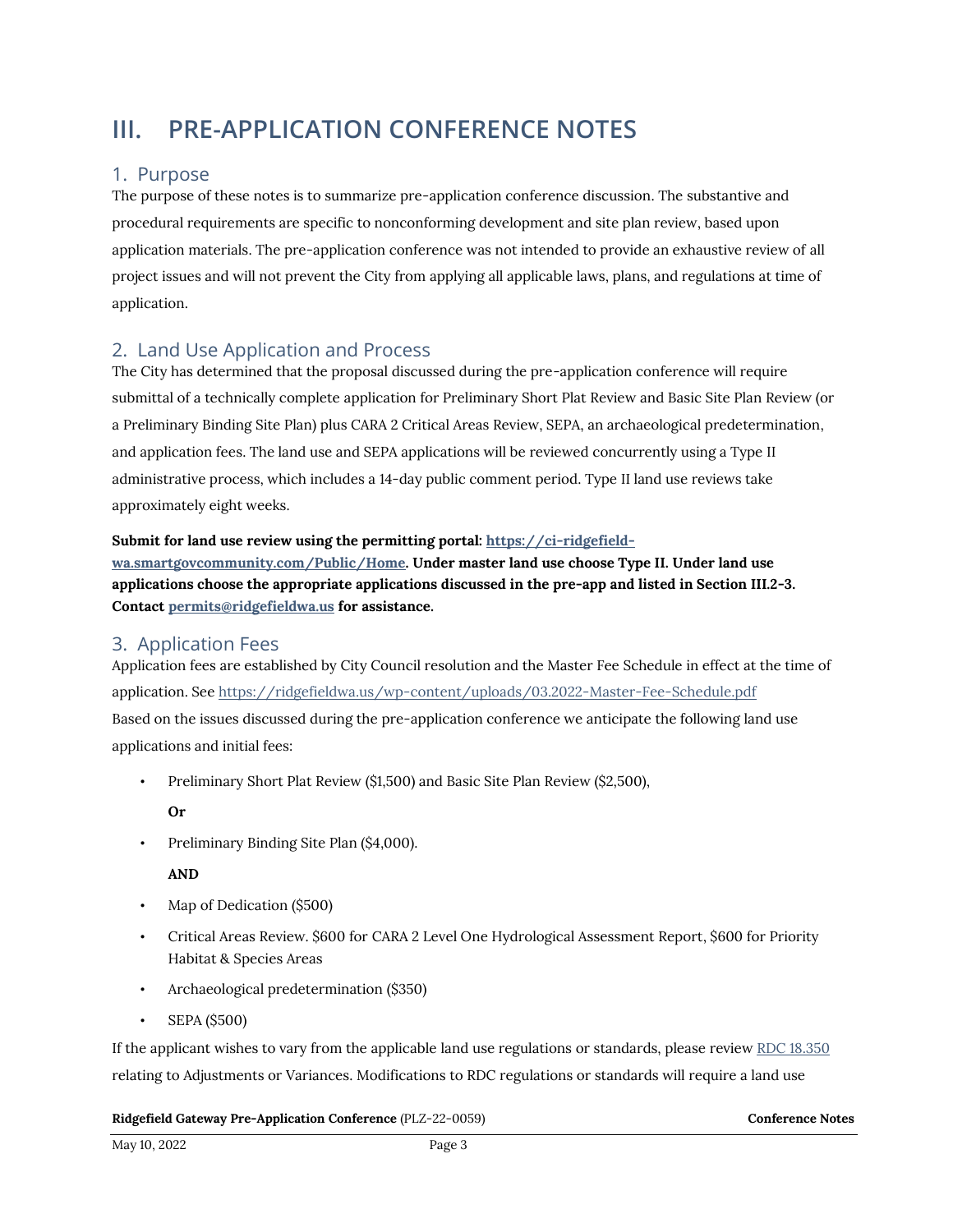# III. PRE-APPLICATION CONFERENCE NOTES

## 1. Purpose

The purpose of these notes is to summarize pre-application conference discussion. The substantive and procedural requirements are specific to nonconforming development and site plan review, based upon application materials. The pre-application conference was not intended to provide an exhaustive review of all project issues and will not prevent the City from applying all applicable laws, plans, and regulations at time of application.

## 2. Land Use Application and Process

The City has determined that the proposal discussed during the pre-application conference will require submittal of a technically complete application for Preliminary Short Plat Review and Basic Site Plan Review (or a Preliminary Binding Site Plan) plus CARA 2 Critical Areas Review, SEPA, an archaeological predetermination, and application fees. The land use and SEPA applications will be reviewed concurrently using a Type II administrative process, which includes a 14-day public comment period. Type II land use reviews take approximately eight weeks.

**Submit for land use review using the permitting portal: https://ci-ridgefield-wa.smartgovcommunity.com/Public/Home. Under master land use choose Type II. Under land use applications choose the appropriate applications discussed in the pre-app and listed in Section III.2-3. Contact permits@ridgefieldwa.us for assistance.**

## 3. Application Fees

Application fees are established by City Council resolution and the Master Fee Schedule in effect at the time of application. See https://ridgefieldwa.us/wp-content/uploads/03.2022-Master-Fee-Schedule.pdf

Based on the issues discussed during the pre-application conference we anticipate the following land use applications and initial fees:

- Preliminary Short Plat Review ($1,500) and Basic Site Plan Review ($2,500),

  **Or**

- Preliminary Binding Site Plan ($4,000).

  **AND**

- Map of Dedication ($500)
- Critical Areas Review. $600 for CARA 2 Level One Hydrological Assessment Report, $600 for Priority Habitat & Species Areas
- Archaeological predetermination ($350)
- SEPA ($500)

If the applicant wishes to vary from the applicable land use regulations or standards, please review RDC 18.350 relating to Adjustments or Variances. Modifications to RDC regulations or standards will require a land use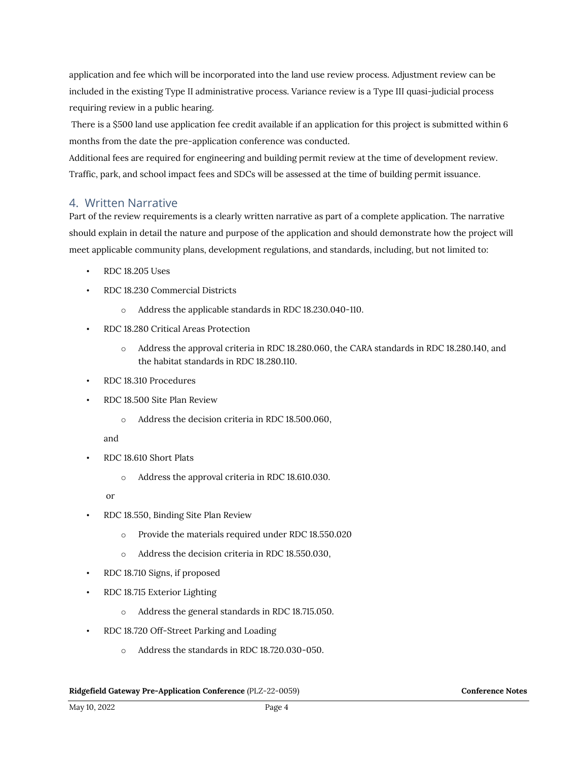application and fee which will be incorporated into the land use review process. Adjustment review can be included in the existing Type II administrative process. Variance review is a Type III quasi-judicial process requiring review in a public hearing.

There is a $500 land use application fee credit available if an application for this project is submitted within 6 months from the date the pre-application conference was conducted.

Additional fees are required for engineering and building permit review at the time of development review. Traffic, park, and school impact fees and SDCs will be assessed at the time of building permit issuance.

## 4. Written Narrative

Part of the review requirements is a clearly written narrative as part of a complete application. The narrative should explain in detail the nature and purpose of the application and should demonstrate how the project will meet applicable community plans, development regulations, and standards, including, but not limited to:

- RDC 18.205 Uses
- RDC 18.230 Commercial Districts
  - Address the applicable standards in RDC 18.230.040-110.
- RDC 18.280 Critical Areas Protection
  - Address the approval criteria in RDC 18.280.060, the CARA standards in RDC 18.280.140, and the habitat standards in RDC 18.280.110.
- RDC 18.310 Procedures
- RDC 18.500 Site Plan Review
  - Address the decision criteria in RDC 18.500.060,

  and

- RDC 18.610 Short Plats
  - Address the approval criteria in RDC 18.610.030.

  or

- RDC 18.550, Binding Site Plan Review
  - Provide the materials required under RDC 18.550.020
  - Address the decision criteria in RDC 18.550.030,
- RDC 18.710 Signs, if proposed
- RDC 18.715 Exterior Lighting
  - Address the general standards in RDC 18.715.050.
- RDC 18.720 Off-Street Parking and Loading
  - Address the standards in RDC 18.720.030-050.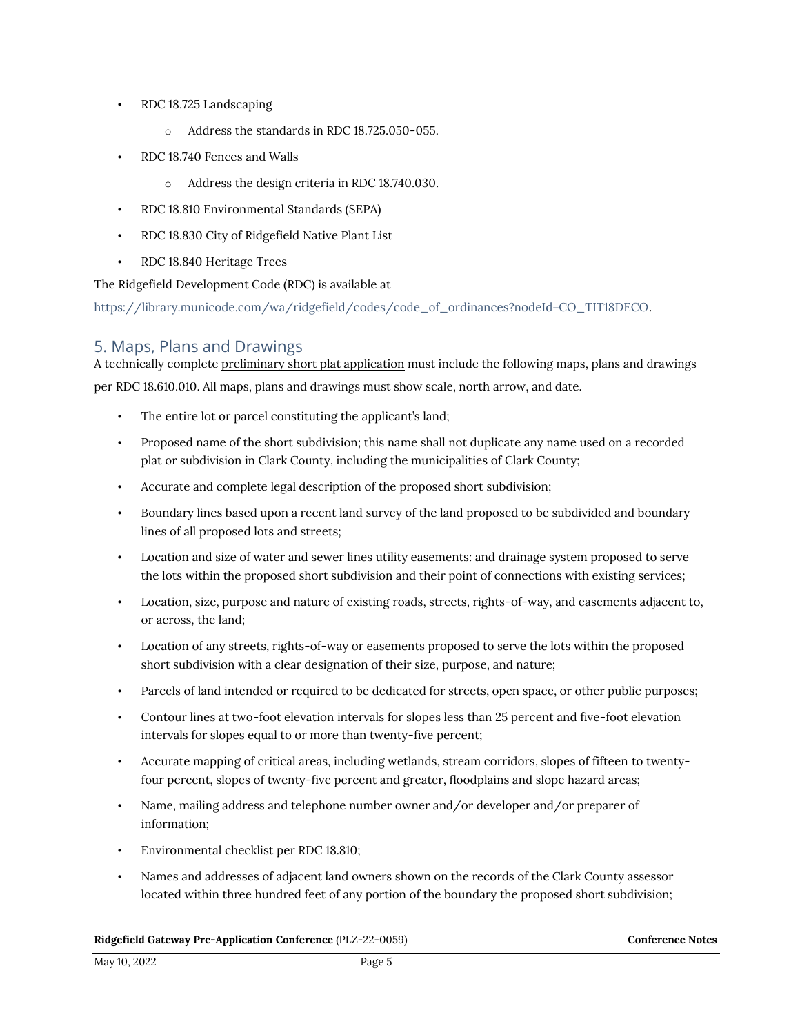- RDC 18.725 Landscaping
  - Address the standards in RDC 18.725.050-055.
- RDC 18.740 Fences and Walls
  - Address the design criteria in RDC 18.740.030.
- RDC 18.810 Environmental Standards (SEPA)
- RDC 18.830 City of Ridgefield Native Plant List
- RDC 18.840 Heritage Trees

The Ridgefield Development Code (RDC) is available at https://library.municode.com/wa/ridgefield/codes/code_of_ordinances?nodeId=CO_TIT18DECO.

## 5. Maps, Plans and Drawings

A technically complete preliminary short plat application must include the following maps, plans and drawings per RDC 18.610.010. All maps, plans and drawings must show scale, north arrow, and date.

- The entire lot or parcel constituting the applicant's land;
- Proposed name of the short subdivision; this name shall not duplicate any name used on a recorded plat or subdivision in Clark County, including the municipalities of Clark County;
- Accurate and complete legal description of the proposed short subdivision;
- Boundary lines based upon a recent land survey of the land proposed to be subdivided and boundary lines of all proposed lots and streets;
- Location and size of water and sewer lines utility easements: and drainage system proposed to serve the lots within the proposed short subdivision and their point of connections with existing services;
- Location, size, purpose and nature of existing roads, streets, rights-of-way, and easements adjacent to, or across, the land;
- Location of any streets, rights-of-way or easements proposed to serve the lots within the proposed short subdivision with a clear designation of their size, purpose, and nature;
- Parcels of land intended or required to be dedicated for streets, open space, or other public purposes;
- Contour lines at two-foot elevation intervals for slopes less than 25 percent and five-foot elevation intervals for slopes equal to or more than twenty-five percent;
- Accurate mapping of critical areas, including wetlands, stream corridors, slopes of fifteen to twenty-four percent, slopes of twenty-five percent and greater, floodplains and slope hazard areas;
- Name, mailing address and telephone number owner and/or developer and/or preparer of information;
- Environmental checklist per RDC 18.810;
- Names and addresses of adjacent land owners shown on the records of the Clark County assessor located within three hundred feet of any portion of the boundary the proposed short subdivision;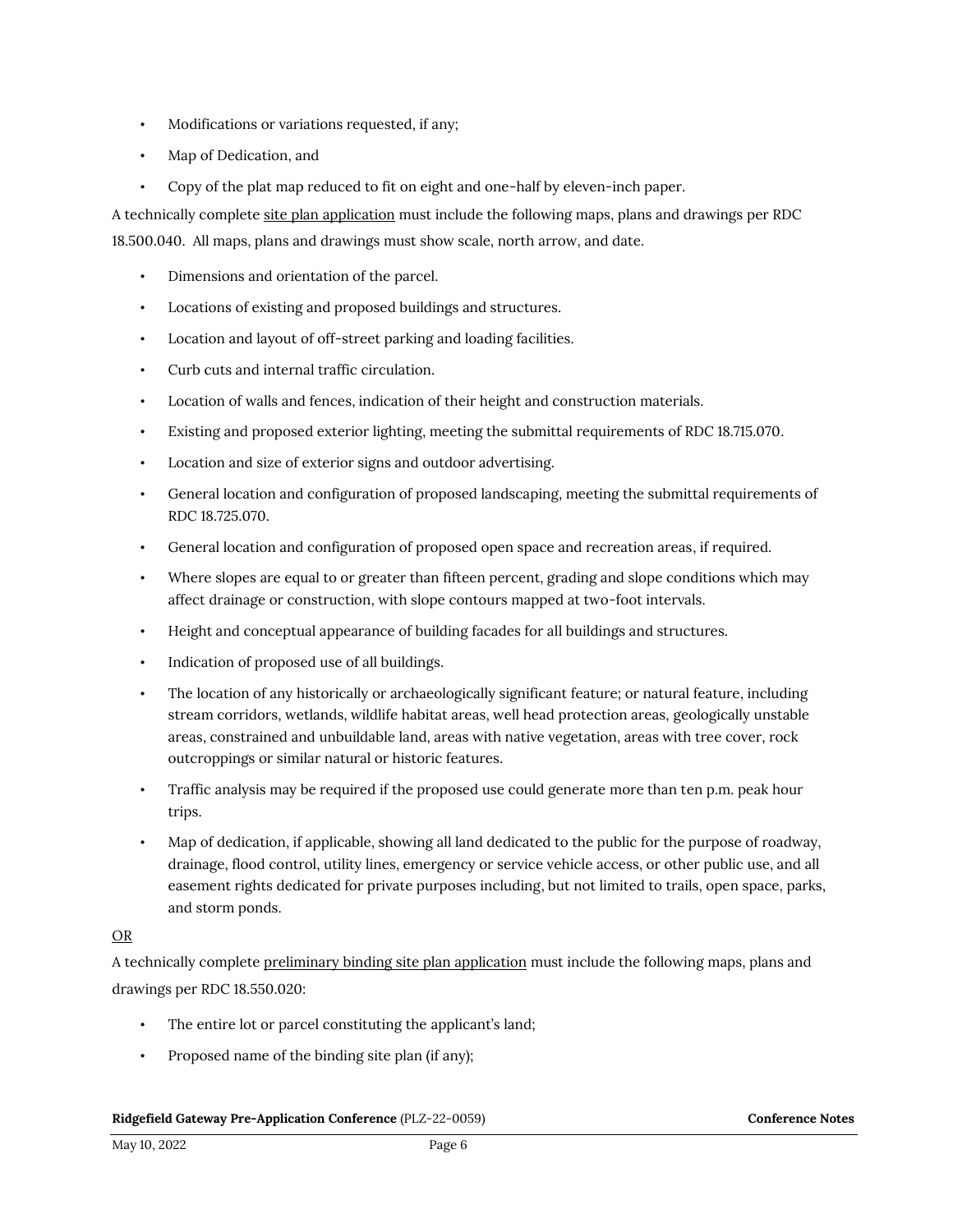- Modifications or variations requested, if any;
- Map of Dedication, and
- Copy of the plat map reduced to fit on eight and one-half by eleven-inch paper.

A technically complete <u>site plan application</u> must include the following maps, plans and drawings per RDC 18.500.040. All maps, plans and drawings must show scale, north arrow, and date.

- Dimensions and orientation of the parcel.
- Locations of existing and proposed buildings and structures.
- Location and layout of off-street parking and loading facilities.
- Curb cuts and internal traffic circulation.
- Location of walls and fences, indication of their height and construction materials.
- Existing and proposed exterior lighting, meeting the submittal requirements of RDC 18.715.070.
- Location and size of exterior signs and outdoor advertising.
- General location and configuration of proposed landscaping, meeting the submittal requirements of RDC 18.725.070.
- General location and configuration of proposed open space and recreation areas, if required.
- Where slopes are equal to or greater than fifteen percent, grading and slope conditions which may affect drainage or construction, with slope contours mapped at two-foot intervals.
- Height and conceptual appearance of building facades for all buildings and structures.
- Indication of proposed use of all buildings.
- The location of any historically or archaeologically significant feature; or natural feature, including stream corridors, wetlands, wildlife habitat areas, well head protection areas, geologically unstable areas, constrained and unbuildable land, areas with native vegetation, areas with tree cover, rock outcroppings or similar natural or historic features.
- Traffic analysis may be required if the proposed use could generate more than ten p.m. peak hour trips.
- Map of dedication, if applicable, showing all land dedicated to the public for the purpose of roadway, drainage, flood control, utility lines, emergency or service vehicle access, or other public use, and all easement rights dedicated for private purposes including, but not limited to trails, open space, parks, and storm ponds.

<u>OR</u>

A technically complete <u>preliminary binding site plan application</u> must include the following maps, plans and drawings per RDC 18.550.020:

- The entire lot or parcel constituting the applicant's land;
- Proposed name of the binding site plan (if any);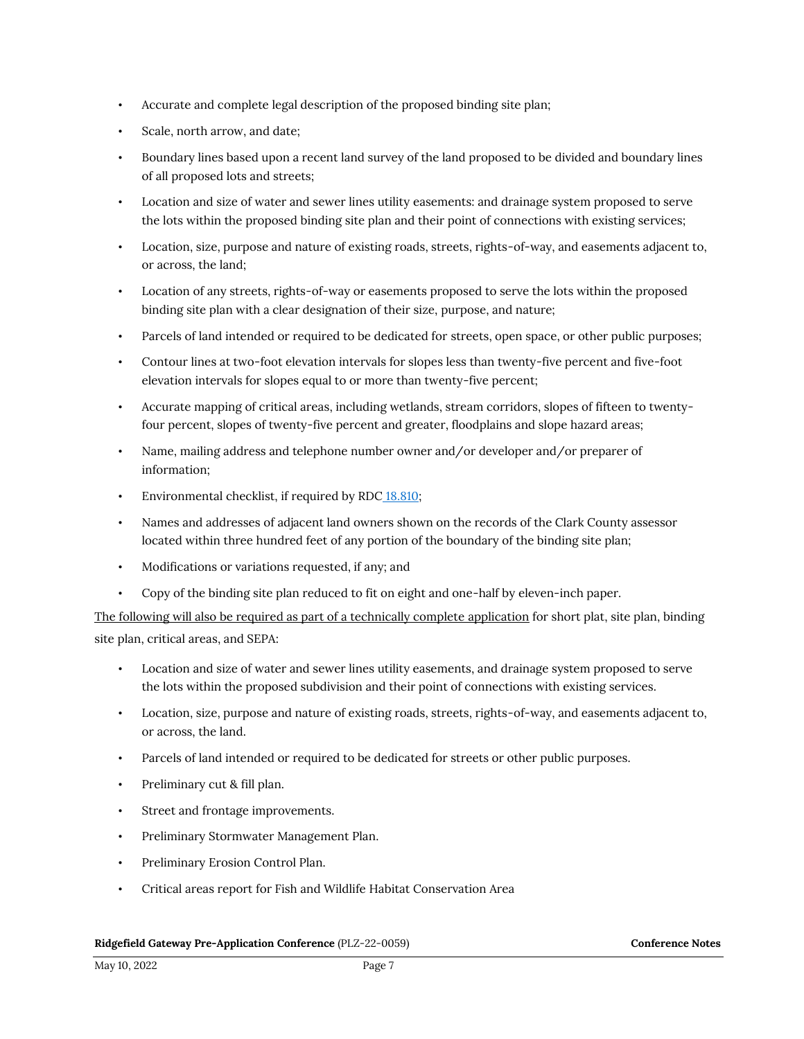- Accurate and complete legal description of the proposed binding site plan;
- Scale, north arrow, and date;
- Boundary lines based upon a recent land survey of the land proposed to be divided and boundary lines of all proposed lots and streets;
- Location and size of water and sewer lines utility easements: and drainage system proposed to serve the lots within the proposed binding site plan and their point of connections with existing services;
- Location, size, purpose and nature of existing roads, streets, rights-of-way, and easements adjacent to, or across, the land;
- Location of any streets, rights-of-way or easements proposed to serve the lots within the proposed binding site plan with a clear designation of their size, purpose, and nature;
- Parcels of land intended or required to be dedicated for streets, open space, or other public purposes;
- Contour lines at two-foot elevation intervals for slopes less than twenty-five percent and five-foot elevation intervals for slopes equal to or more than twenty-five percent;
- Accurate mapping of critical areas, including wetlands, stream corridors, slopes of fifteen to twenty-four percent, slopes of twenty-five percent and greater, floodplains and slope hazard areas;
- Name, mailing address and telephone number owner and/or developer and/or preparer of information;
- Environmental checklist, if required by RDC 18.810;
- Names and addresses of adjacent land owners shown on the records of the Clark County assessor located within three hundred feet of any portion of the boundary of the binding site plan;
- Modifications or variations requested, if any; and
- Copy of the binding site plan reduced to fit on eight and one-half by eleven-inch paper.

<u>The following will also be required as part of a technically complete application</u> for short plat, site plan, binding site plan, critical areas, and SEPA:

- Location and size of water and sewer lines utility easements, and drainage system proposed to serve the lots within the proposed subdivision and their point of connections with existing services.
- Location, size, purpose and nature of existing roads, streets, rights-of-way, and easements adjacent to, or across, the land.
- Parcels of land intended or required to be dedicated for streets or other public purposes.
- Preliminary cut & fill plan.
- Street and frontage improvements.
- Preliminary Stormwater Management Plan.
- Preliminary Erosion Control Plan.
- Critical areas report for Fish and Wildlife Habitat Conservation Area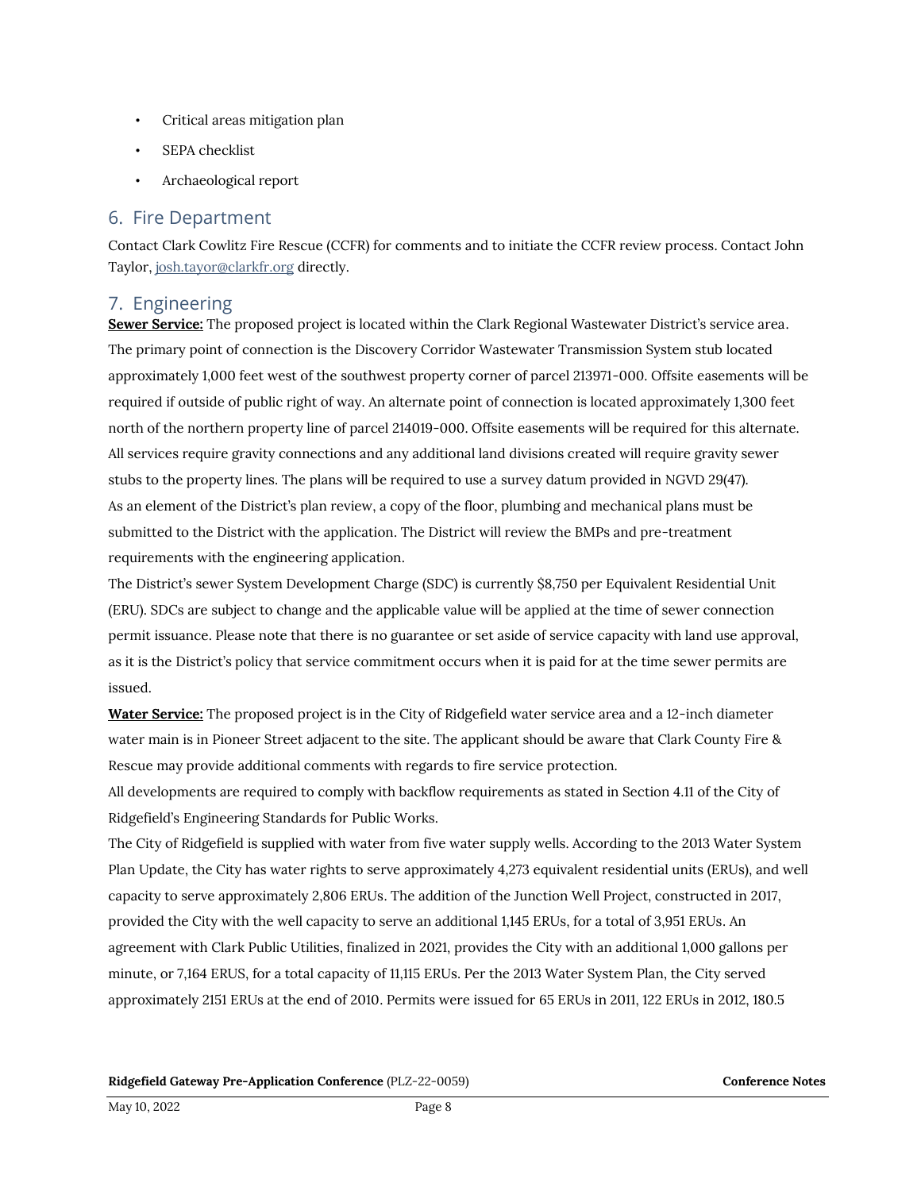- Critical areas mitigation plan
- SEPA checklist
- Archaeological report

## 6. Fire Department

Contact Clark Cowlitz Fire Rescue (CCFR) for comments and to initiate the CCFR review process. Contact John Taylor, josh.tayor@clarkfr.org directly.

## 7. Engineering

**Sewer Service:** The proposed project is located within the Clark Regional Wastewater District's service area. The primary point of connection is the Discovery Corridor Wastewater Transmission System stub located approximately 1,000 feet west of the southwest property corner of parcel 213971-000. Offsite easements will be required if outside of public right of way. An alternate point of connection is located approximately 1,300 feet north of the northern property line of parcel 214019-000. Offsite easements will be required for this alternate. All services require gravity connections and any additional land divisions created will require gravity sewer stubs to the property lines. The plans will be required to use a survey datum provided in NGVD 29(47).

As an element of the District's plan review, a copy of the floor, plumbing and mechanical plans must be submitted to the District with the application. The District will review the BMPs and pre-treatment requirements with the engineering application.

The District's sewer System Development Charge (SDC) is currently $8,750 per Equivalent Residential Unit (ERU). SDCs are subject to change and the applicable value will be applied at the time of sewer connection permit issuance. Please note that there is no guarantee or set aside of service capacity with land use approval, as it is the District's policy that service commitment occurs when it is paid for at the time sewer permits are issued.

**Water Service:** The proposed project is in the City of Ridgefield water service area and a 12-inch diameter water main is in Pioneer Street adjacent to the site. The applicant should be aware that Clark County Fire & Rescue may provide additional comments with regards to fire service protection.

All developments are required to comply with backflow requirements as stated in Section 4.11 of the City of Ridgefield's Engineering Standards for Public Works.

The City of Ridgefield is supplied with water from five water supply wells. According to the 2013 Water System Plan Update, the City has water rights to serve approximately 4,273 equivalent residential units (ERUs), and well capacity to serve approximately 2,806 ERUs. The addition of the Junction Well Project, constructed in 2017, provided the City with the well capacity to serve an additional 1,145 ERUs, for a total of 3,951 ERUs. An agreement with Clark Public Utilities, finalized in 2021, provides the City with an additional 1,000 gallons per minute, or 7,164 ERUS, for a total capacity of 11,115 ERUs. Per the 2013 Water System Plan, the City served approximately 2151 ERUs at the end of 2010. Permits were issued for 65 ERUs in 2011, 122 ERUs in 2012, 180.5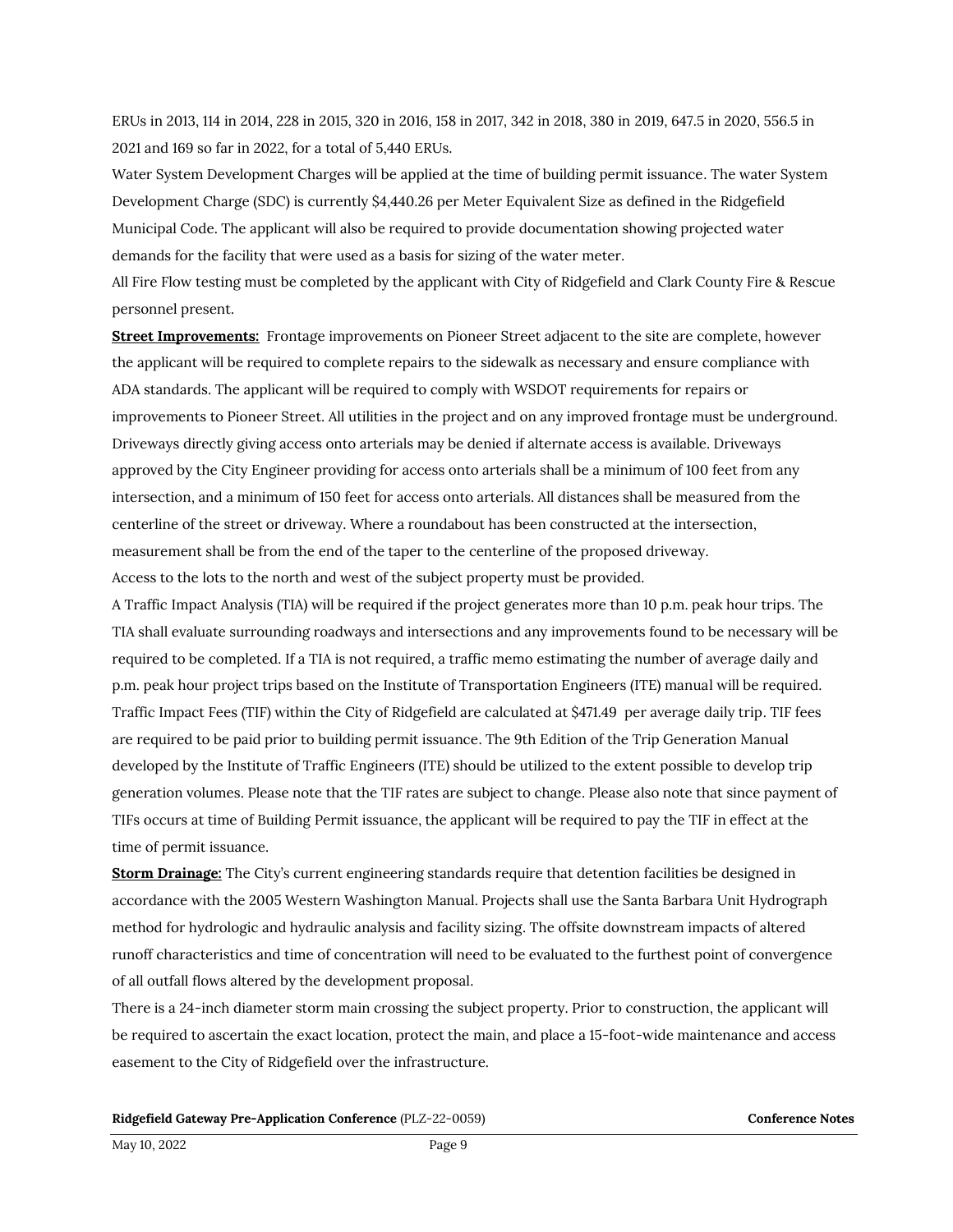ERUs in 2013, 114 in 2014, 228 in 2015, 320 in 2016, 158 in 2017, 342 in 2018, 380 in 2019, 647.5 in 2020, 556.5 in 2021 and 169 so far in 2022, for a total of 5,440 ERUs.

Water System Development Charges will be applied at the time of building permit issuance. The water System Development Charge (SDC) is currently $4,440.26 per Meter Equivalent Size as defined in the Ridgefield Municipal Code. The applicant will also be required to provide documentation showing projected water demands for the facility that were used as a basis for sizing of the water meter.

All Fire Flow testing must be completed by the applicant with City of Ridgefield and Clark County Fire & Rescue personnel present.

**Street Improvements:** Frontage improvements on Pioneer Street adjacent to the site are complete, however the applicant will be required to complete repairs to the sidewalk as necessary and ensure compliance with ADA standards. The applicant will be required to comply with WSDOT requirements for repairs or improvements to Pioneer Street. All utilities in the project and on any improved frontage must be underground. Driveways directly giving access onto arterials may be denied if alternate access is available. Driveways approved by the City Engineer providing for access onto arterials shall be a minimum of 100 feet from any intersection, and a minimum of 150 feet for access onto arterials. All distances shall be measured from the centerline of the street or driveway. Where a roundabout has been constructed at the intersection, measurement shall be from the end of the taper to the centerline of the proposed driveway.

Access to the lots to the north and west of the subject property must be provided.

A Traffic Impact Analysis (TIA) will be required if the project generates more than 10 p.m. peak hour trips. The TIA shall evaluate surrounding roadways and intersections and any improvements found to be necessary will be required to be completed. If a TIA is not required, a traffic memo estimating the number of average daily and p.m. peak hour project trips based on the Institute of Transportation Engineers (ITE) manual will be required. Traffic Impact Fees (TIF) within the City of Ridgefield are calculated at $471.49 per average daily trip. TIF fees are required to be paid prior to building permit issuance. The 9th Edition of the Trip Generation Manual developed by the Institute of Traffic Engineers (ITE) should be utilized to the extent possible to develop trip generation volumes. Please note that the TIF rates are subject to change. Please also note that since payment of TIFs occurs at time of Building Permit issuance, the applicant will be required to pay the TIF in effect at the time of permit issuance.

**Storm Drainage:** The City's current engineering standards require that detention facilities be designed in accordance with the 2005 Western Washington Manual. Projects shall use the Santa Barbara Unit Hydrograph method for hydrologic and hydraulic analysis and facility sizing. The offsite downstream impacts of altered runoff characteristics and time of concentration will need to be evaluated to the furthest point of convergence of all outfall flows altered by the development proposal.

There is a 24-inch diameter storm main crossing the subject property. Prior to construction, the applicant will be required to ascertain the exact location, protect the main, and place a 15-foot-wide maintenance and access easement to the City of Ridgefield over the infrastructure.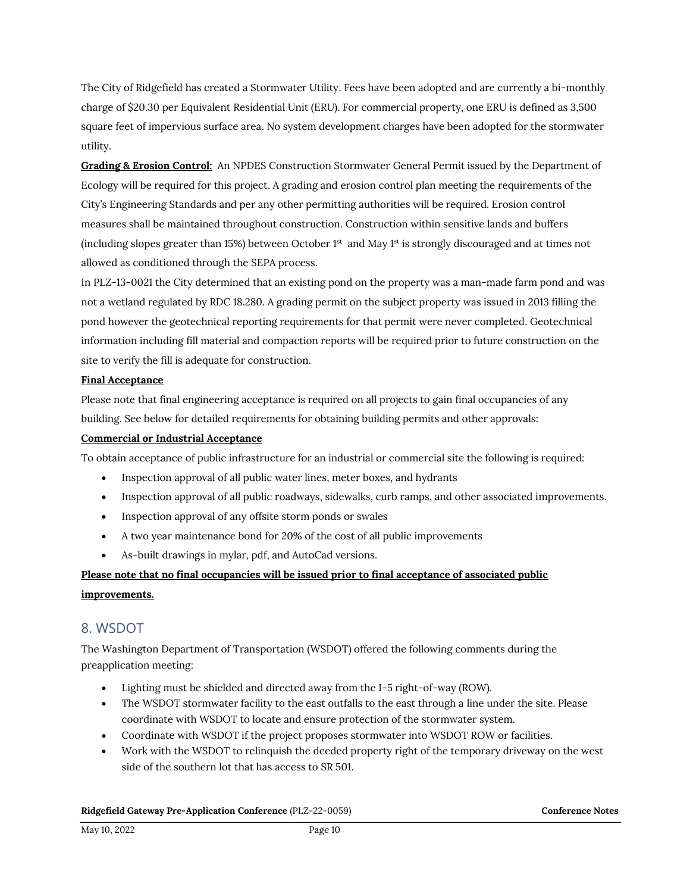The City of Ridgefield has created a Stormwater Utility. Fees have been adopted and are currently a bi-monthly charge of $20.30 per Equivalent Residential Unit (ERU). For commercial property, one ERU is defined as 3,500 square feet of impervious surface area. No system development charges have been adopted for the stormwater utility.

**Grading & Erosion Control:** An NPDES Construction Stormwater General Permit issued by the Department of Ecology will be required for this project. A grading and erosion control plan meeting the requirements of the City's Engineering Standards and per any other permitting authorities will be required. Erosion control measures shall be maintained throughout construction. Construction within sensitive lands and buffers (including slopes greater than 15%) between October 1st and May 1st is strongly discouraged and at times not allowed as conditioned through the SEPA process.

In PLZ-13-0021 the City determined that an existing pond on the property was a man-made farm pond and was not a wetland regulated by RDC 18.280. A grading permit on the subject property was issued in 2013 filling the pond however the geotechnical reporting requirements for that permit were never completed. Geotechnical information including fill material and compaction reports will be required prior to future construction on the site to verify the fill is adequate for construction.

**Final Acceptance**

Please note that final engineering acceptance is required on all projects to gain final occupancies of any building. See below for detailed requirements for obtaining building permits and other approvals:

**Commercial or Industrial Acceptance**

To obtain acceptance of public infrastructure for an industrial or commercial site the following is required:

- Inspection approval of all public water lines, meter boxes, and hydrants
- Inspection approval of all public roadways, sidewalks, curb ramps, and other associated improvements.
- Inspection approval of any offsite storm ponds or swales
- A two year maintenance bond for 20% of the cost of all public improvements
- As-built drawings in mylar, pdf, and AutoCad versions.

**Please note that no final occupancies will be issued prior to final acceptance of associated public improvements.**

## 8. WSDOT

The Washington Department of Transportation (WSDOT) offered the following comments during the preapplication meeting:

- Lighting must be shielded and directed away from the I-5 right-of-way (ROW).
- The WSDOT stormwater facility to the east outfalls to the east through a line under the site. Please coordinate with WSDOT to locate and ensure protection of the stormwater system.
- Coordinate with WSDOT if the project proposes stormwater into WSDOT ROW or facilities.
- Work with the WSDOT to relinquish the deeded property right of the temporary driveway on the west side of the southern lot that has access to SR 501.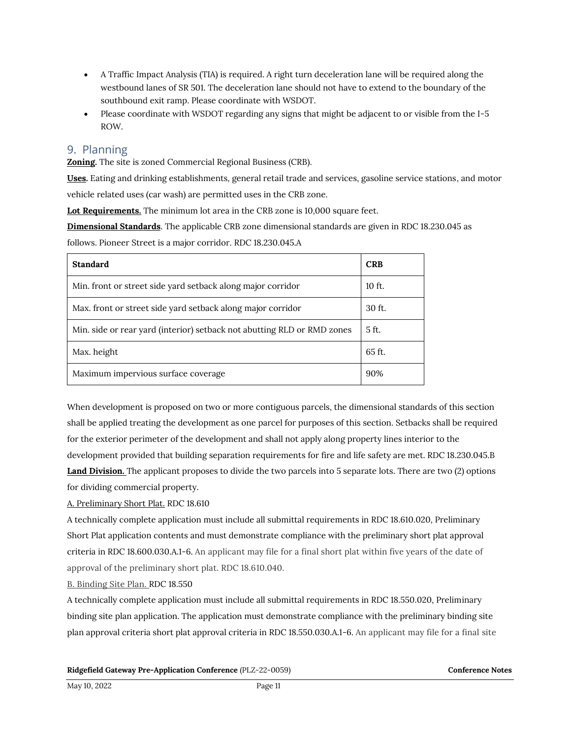- A Traffic Impact Analysis (TIA) is required. A right turn deceleration lane will be required along the westbound lanes of SR 501. The deceleration lane should not have to extend to the boundary of the southbound exit ramp. Please coordinate with WSDOT.
- Please coordinate with WSDOT regarding any signs that might be adjacent to or visible from the I-5 ROW.

## 9. Planning

**Zoning.** The site is zoned Commercial Regional Business (CRB).

**Uses.** Eating and drinking establishments, general retail trade and services, gasoline service stations, and motor vehicle related uses (car wash) are permitted uses in the CRB zone.

**Lot Requirements.** The minimum lot area in the CRB zone is 10,000 square feet.

**Dimensional Standards**. The applicable CRB zone dimensional standards are given in RDC 18.230.045 as follows. Pioneer Street is a major corridor. RDC 18.230.045.A

| Standard | CRB |
|---|---|
| Min. front or street side yard setback along major corridor | 10 ft. |
| Max. front or street side yard setback along major corridor | 30 ft. |
| Min. side or rear yard (interior) setback not abutting RLD or RMD zones | 5 ft. |
| Max. height | 65 ft. |
| Maximum impervious surface coverage | 90% |

When development is proposed on two or more contiguous parcels, the dimensional standards of this section shall be applied treating the development as one parcel for purposes of this section. Setbacks shall be required for the exterior perimeter of the development and shall not apply along property lines interior to the development provided that building separation requirements for fire and life safety are met. RDC 18.230.045.B

**Land Division.** The applicant proposes to divide the two parcels into 5 separate lots. There are two (2) options for dividing commercial property.

A. Preliminary Short Plat. RDC 18.610

A technically complete application must include all submittal requirements in RDC 18.610.020, Preliminary Short Plat application contents and must demonstrate compliance with the preliminary short plat approval criteria in RDC 18.600.030.A.1-6. An applicant may file for a final short plat within five years of the date of approval of the preliminary short plat. RDC 18.610.040.

B. Binding Site Plan. RDC 18.550

A technically complete application must include all submittal requirements in RDC 18.550.020, Preliminary binding site plan application. The application must demonstrate compliance with the preliminary binding site plan approval criteria short plat approval criteria in RDC 18.550.030.A.1-6. An applicant may file for a final site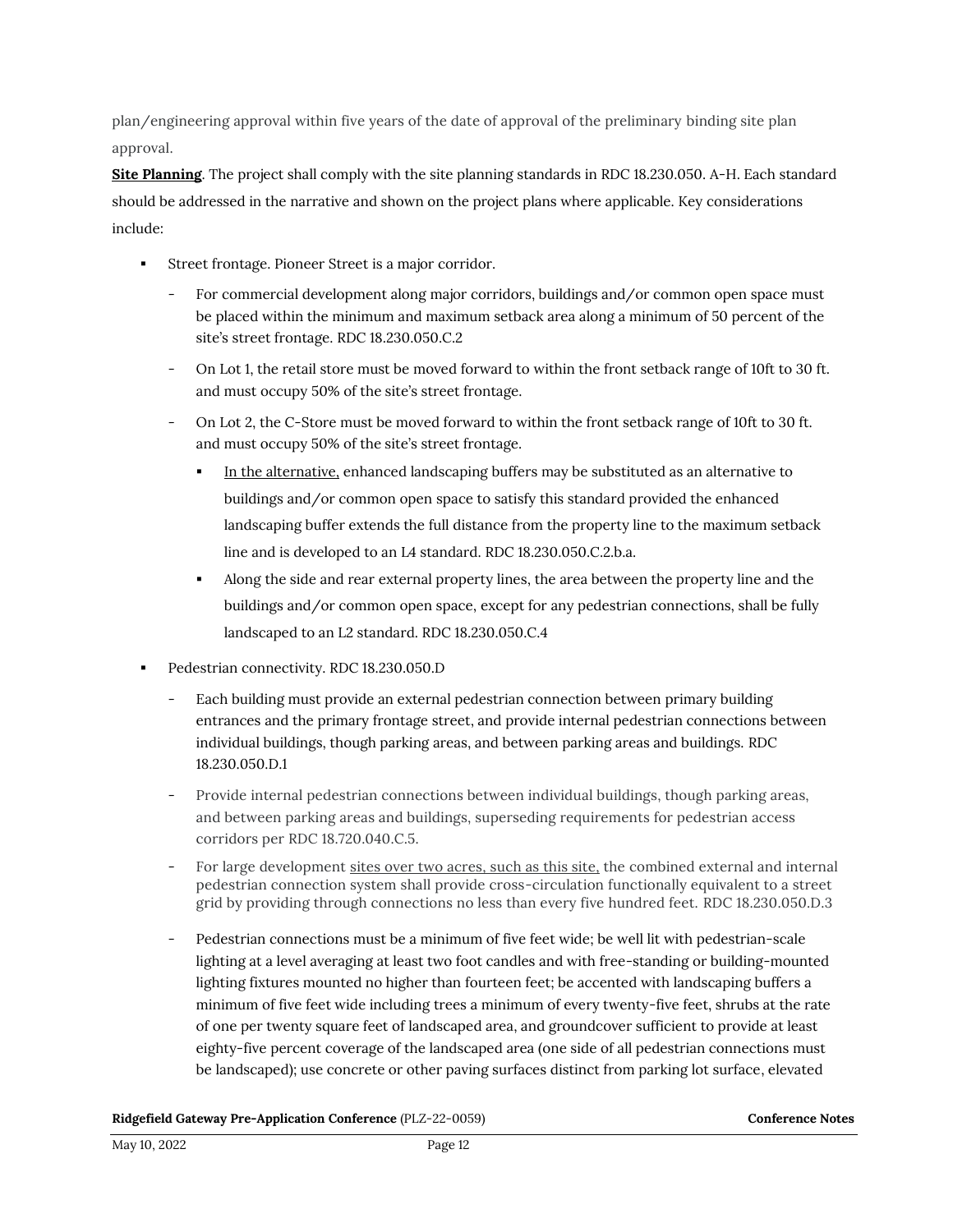plan/engineering approval within five years of the date of approval of the preliminary binding site plan approval.

**<u>Site Planning</u>**. The project shall comply with the site planning standards in RDC 18.230.050. A-H. Each standard should be addressed in the narrative and shown on the project plans where applicable. Key considerations include:

- Street frontage. Pioneer Street is a major corridor.
  - For commercial development along major corridors, buildings and/or common open space must be placed within the minimum and maximum setback area along a minimum of 50 percent of the site's street frontage. RDC 18.230.050.C.2
  - On Lot 1, the retail store must be moved forward to within the front setback range of 10ft to 30 ft. and must occupy 50% of the site's street frontage.
  - On Lot 2, the C-Store must be moved forward to within the front setback range of 10ft to 30 ft. and must occupy 50% of the site's street frontage.
    - <u>In the alternative,</u> enhanced landscaping buffers may be substituted as an alternative to buildings and/or common open space to satisfy this standard provided the enhanced landscaping buffer extends the full distance from the property line to the maximum setback line and is developed to an L4 standard. RDC 18.230.050.C.2.b.a.
    - Along the side and rear external property lines, the area between the property line and the buildings and/or common open space, except for any pedestrian connections, shall be fully landscaped to an L2 standard. RDC 18.230.050.C.4
- Pedestrian connectivity. RDC 18.230.050.D
  - Each building must provide an external pedestrian connection between primary building entrances and the primary frontage street, and provide internal pedestrian connections between individual buildings, though parking areas, and between parking areas and buildings. RDC 18.230.050.D.1
  - Provide internal pedestrian connections between individual buildings, though parking areas, and between parking areas and buildings, superseding requirements for pedestrian access corridors per RDC 18.720.040.C.5.
  - For large development <u>sites over two acres, such as this site,</u> the combined external and internal pedestrian connection system shall provide cross-circulation functionally equivalent to a street grid by providing through connections no less than every five hundred feet. RDC 18.230.050.D.3
  - Pedestrian connections must be a minimum of five feet wide; be well lit with pedestrian-scale lighting at a level averaging at least two foot candles and with free-standing or building-mounted lighting fixtures mounted no higher than fourteen feet; be accented with landscaping buffers a minimum of five feet wide including trees a minimum of every twenty-five feet, shrubs at the rate of one per twenty square feet of landscaped area, and groundcover sufficient to provide at least eighty-five percent coverage of the landscaped area (one side of all pedestrian connections must be landscaped); use concrete or other paving surfaces distinct from parking lot surface, elevated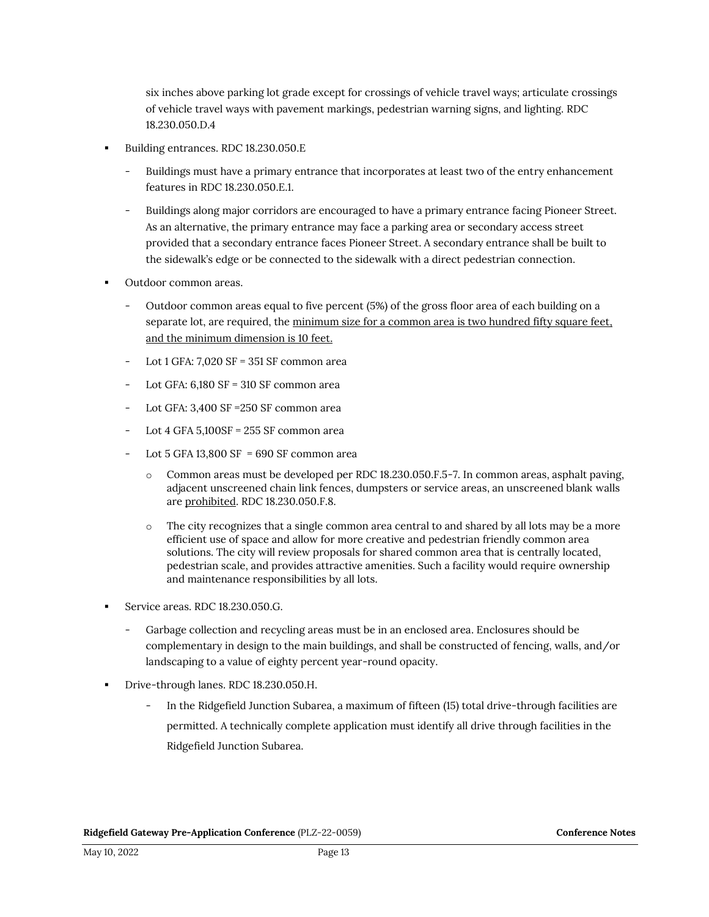six inches above parking lot grade except for crossings of vehicle travel ways; articulate crossings of vehicle travel ways with pavement markings, pedestrian warning signs, and lighting. RDC 18.230.050.D.4

- Building entrances. RDC 18.230.050.E
  - Buildings must have a primary entrance that incorporates at least two of the entry enhancement features in RDC 18.230.050.E.1.
  - Buildings along major corridors are encouraged to have a primary entrance facing Pioneer Street. As an alternative, the primary entrance may face a parking area or secondary access street provided that a secondary entrance faces Pioneer Street. A secondary entrance shall be built to the sidewalk's edge or be connected to the sidewalk with a direct pedestrian connection.
- Outdoor common areas.
  - Outdoor common areas equal to five percent (5%) of the gross floor area of each building on a separate lot, are required, the <u>minimum size for a common area is two hundred fifty square feet, and the minimum dimension is 10 feet.</u>
  - Lot 1 GFA: 7,020 SF = 351 SF common area
  - Lot GFA: 6,180 SF = 310 SF common area
  - Lot GFA: 3,400 SF =250 SF common area
  - Lot 4 GFA 5,100SF = 255 SF common area
  - Lot 5 GFA 13,800 SF = 690 SF common area
    - Common areas must be developed per RDC 18.230.050.F.5-7. In common areas, asphalt paving, adjacent unscreened chain link fences, dumpsters or service areas, an unscreened blank walls are <u>prohibited</u>. RDC 18.230.050.F.8.
    - The city recognizes that a single common area central to and shared by all lots may be a more efficient use of space and allow for more creative and pedestrian friendly common area solutions. The city will review proposals for shared common area that is centrally located, pedestrian scale, and provides attractive amenities. Such a facility would require ownership and maintenance responsibilities by all lots.
- Service areas. RDC 18.230.050.G.
  - Garbage collection and recycling areas must be in an enclosed area. Enclosures should be complementary in design to the main buildings, and shall be constructed of fencing, walls, and/or landscaping to a value of eighty percent year-round opacity.
- Drive-through lanes. RDC 18.230.050.H.
  - In the Ridgefield Junction Subarea, a maximum of fifteen (15) total drive-through facilities are permitted. A technically complete application must identify all drive through facilities in the Ridgefield Junction Subarea.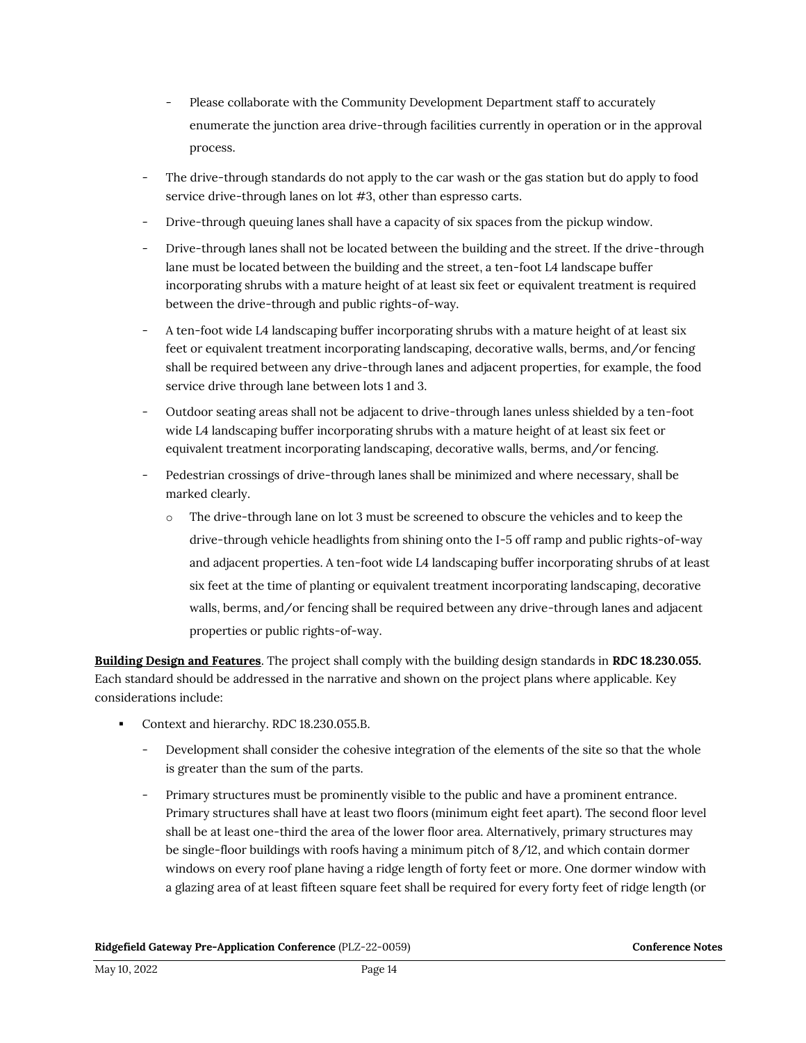- Please collaborate with the Community Development Department staff to accurately enumerate the junction area drive-through facilities currently in operation or in the approval process.
- The drive-through standards do not apply to the car wash or the gas station but do apply to food service drive-through lanes on lot #3, other than espresso carts.
- Drive-through queuing lanes shall have a capacity of six spaces from the pickup window.
- Drive-through lanes shall not be located between the building and the street. If the drive-through lane must be located between the building and the street, a ten-foot L4 landscape buffer incorporating shrubs with a mature height of at least six feet or equivalent treatment is required between the drive-through and public rights-of-way.
- A ten-foot wide L4 landscaping buffer incorporating shrubs with a mature height of at least six feet or equivalent treatment incorporating landscaping, decorative walls, berms, and/or fencing shall be required between any drive-through lanes and adjacent properties, for example, the food service drive through lane between lots 1 and 3.
- Outdoor seating areas shall not be adjacent to drive-through lanes unless shielded by a ten-foot wide L4 landscaping buffer incorporating shrubs with a mature height of at least six feet or equivalent treatment incorporating landscaping, decorative walls, berms, and/or fencing.
- Pedestrian crossings of drive-through lanes shall be minimized and where necessary, shall be marked clearly.
  - The drive-through lane on lot 3 must be screened to obscure the vehicles and to keep the drive-through vehicle headlights from shining onto the I-5 off ramp and public rights-of-way and adjacent properties. A ten-foot wide L4 landscaping buffer incorporating shrubs of at least six feet at the time of planting or equivalent treatment incorporating landscaping, decorative walls, berms, and/or fencing shall be required between any drive-through lanes and adjacent properties or public rights-of-way.

**Building Design and Features**. The project shall comply with the building design standards in **RDC 18.230.055.** Each standard should be addressed in the narrative and shown on the project plans where applicable. Key considerations include:

- Context and hierarchy. RDC 18.230.055.B.
  - Development shall consider the cohesive integration of the elements of the site so that the whole is greater than the sum of the parts.
  - Primary structures must be prominently visible to the public and have a prominent entrance. Primary structures shall have at least two floors (minimum eight feet apart). The second floor level shall be at least one-third the area of the lower floor area. Alternatively, primary structures may be single-floor buildings with roofs having a minimum pitch of 8/12, and which contain dormer windows on every roof plane having a ridge length of forty feet or more. One dormer window with a glazing area of at least fifteen square feet shall be required for every forty feet of ridge length (or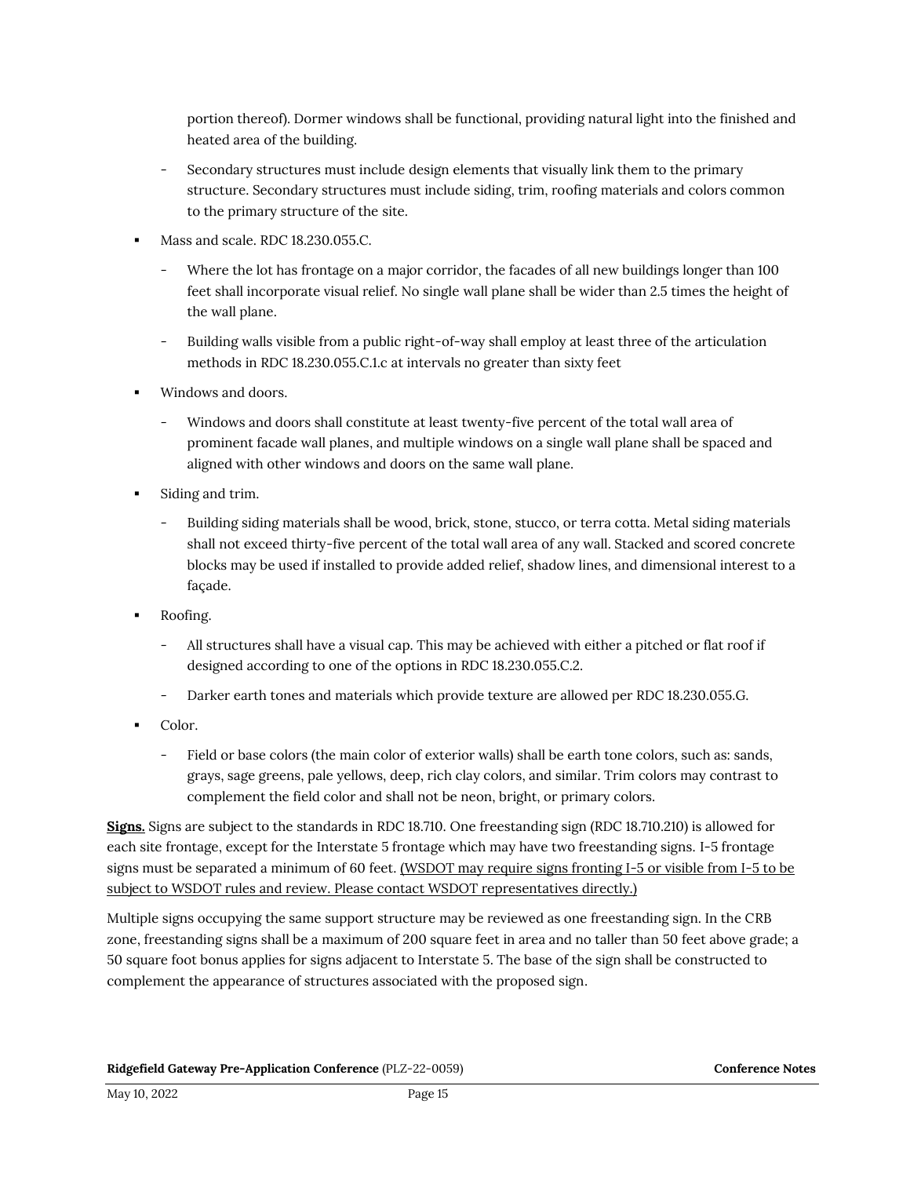portion thereof). Dormer windows shall be functional, providing natural light into the finished and heated area of the building.

  - Secondary structures must include design elements that visually link them to the primary structure. Secondary structures must include siding, trim, roofing materials and colors common to the primary structure of the site.

- Mass and scale. RDC 18.230.055.C.
  - Where the lot has frontage on a major corridor, the facades of all new buildings longer than 100 feet shall incorporate visual relief. No single wall plane shall be wider than 2.5 times the height of the wall plane.
  - Building walls visible from a public right-of-way shall employ at least three of the articulation methods in RDC 18.230.055.C.1.c at intervals no greater than sixty feet

- Windows and doors.
  - Windows and doors shall constitute at least twenty-five percent of the total wall area of prominent facade wall planes, and multiple windows on a single wall plane shall be spaced and aligned with other windows and doors on the same wall plane.

- Siding and trim.
  - Building siding materials shall be wood, brick, stone, stucco, or terra cotta. Metal siding materials shall not exceed thirty-five percent of the total wall area of any wall. Stacked and scored concrete blocks may be used if installed to provide added relief, shadow lines, and dimensional interest to a façade.

- Roofing.
  - All structures shall have a visual cap. This may be achieved with either a pitched or flat roof if designed according to one of the options in RDC 18.230.055.C.2.
  - Darker earth tones and materials which provide texture are allowed per RDC 18.230.055.G.

- Color.
  - Field or base colors (the main color of exterior walls) shall be earth tone colors, such as: sands, grays, sage greens, pale yellows, deep, rich clay colors, and similar. Trim colors may contrast to complement the field color and shall not be neon, bright, or primary colors.

**Signs.** Signs are subject to the standards in RDC 18.710. One freestanding sign (RDC 18.710.210) is allowed for each site frontage, except for the Interstate 5 frontage which may have two freestanding signs. I-5 frontage signs must be separated a minimum of 60 feet. (WSDOT may require signs fronting I-5 or visible from I-5 to be subject to WSDOT rules and review. Please contact WSDOT representatives directly.)

Multiple signs occupying the same support structure may be reviewed as one freestanding sign. In the CRB zone, freestanding signs shall be a maximum of 200 square feet in area and no taller than 50 feet above grade; a 50 square foot bonus applies for signs adjacent to Interstate 5. The base of the sign shall be constructed to complement the appearance of structures associated with the proposed sign.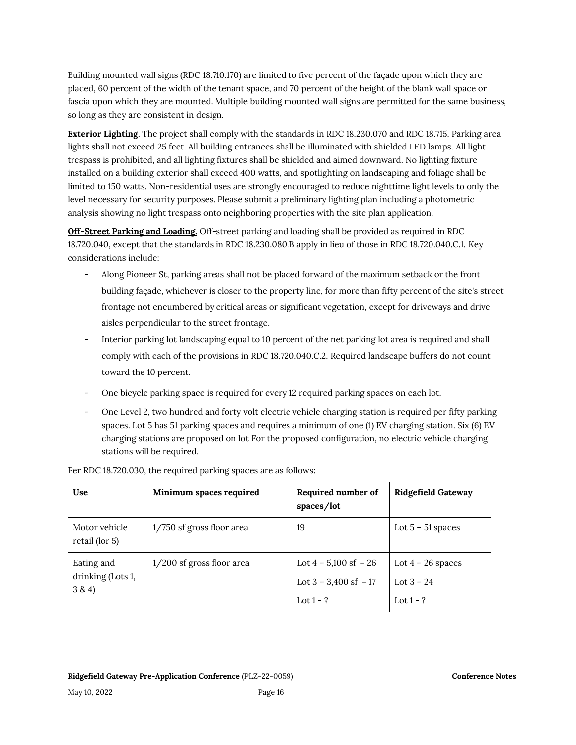Building mounted wall signs (RDC 18.710.170) are limited to five percent of the façade upon which they are placed, 60 percent of the width of the tenant space, and 70 percent of the height of the blank wall space or fascia upon which they are mounted. Multiple building mounted wall signs are permitted for the same business, so long as they are consistent in design.

**Exterior Lighting**. The project shall comply with the standards in RDC 18.230.070 and RDC 18.715. Parking area lights shall not exceed 25 feet. All building entrances shall be illuminated with shielded LED lamps. All light trespass is prohibited, and all lighting fixtures shall be shielded and aimed downward. No lighting fixture installed on a building exterior shall exceed 400 watts, and spotlighting on landscaping and foliage shall be limited to 150 watts. Non-residential uses are strongly encouraged to reduce nighttime light levels to only the level necessary for security purposes. Please submit a preliminary lighting plan including a photometric analysis showing no light trespass onto neighboring properties with the site plan application.

**Off-Street Parking and Loading.** Off-street parking and loading shall be provided as required in RDC 18.720.040, except that the standards in RDC 18.230.080.B apply in lieu of those in RDC 18.720.040.C.1. Key considerations include:

- Along Pioneer St, parking areas shall not be placed forward of the maximum setback or the front building façade, whichever is closer to the property line, for more than fifty percent of the site's street frontage not encumbered by critical areas or significant vegetation, except for driveways and drive aisles perpendicular to the street frontage.
- Interior parking lot landscaping equal to 10 percent of the net parking lot area is required and shall comply with each of the provisions in RDC 18.720.040.C.2. Required landscape buffers do not count toward the 10 percent.
- One bicycle parking space is required for every 12 required parking spaces on each lot.
- One Level 2, two hundred and forty volt electric vehicle charging station is required per fifty parking spaces. Lot 5 has 51 parking spaces and requires a minimum of one (1) EV charging station. Six (6) EV charging stations are proposed on lot For the proposed configuration, no electric vehicle charging stations will be required.

Per RDC 18.720.030, the required parking spaces are as follows:

| Use | Minimum spaces required | Required number of spaces/lot | Ridgefield Gateway |
|---|---|---|---|
| Motor vehicle retail (lor 5) | 1/750 sf gross floor area | 19 | Lot 5 – 51 spaces |
| Eating and drinking (Lots 1, 3 & 4) | 1/200 sf gross floor area | Lot 4 – 5,100 sf = 26<br>Lot 3 – 3,400 sf = 17<br>Lot 1 - ? | Lot 4 – 26 spaces<br>Lot 3 – 24<br>Lot 1 - ? |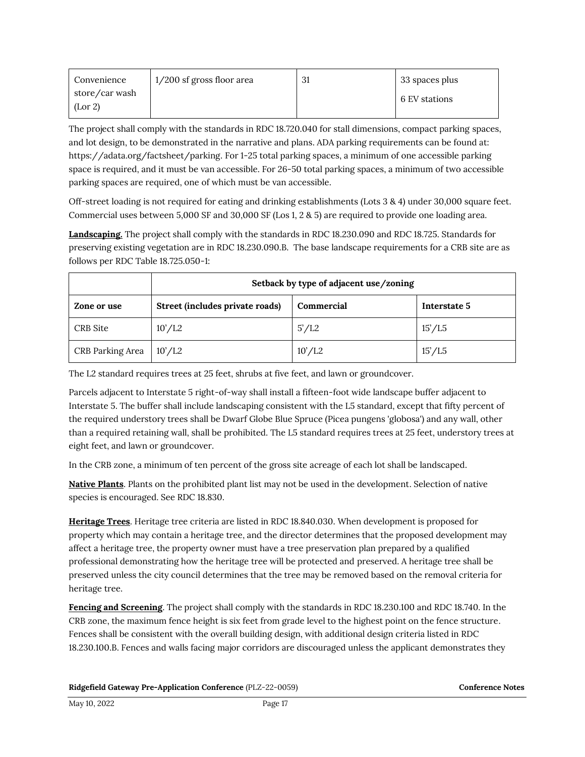| Convenience store/car wash (Lor 2) | 1/200 sf gross floor area | 31 | 33 spaces plus<br><br>6 EV stations |
|---|---|---|---|

The project shall comply with the standards in RDC 18.720.040 for stall dimensions, compact parking spaces, and lot design, to be demonstrated in the narrative and plans. ADA parking requirements can be found at: https://adata.org/factsheet/parking. For 1-25 total parking spaces, a minimum of one accessible parking space is required, and it must be van accessible. For 26-50 total parking spaces, a minimum of two accessible parking spaces are required, one of which must be van accessible.

Off-street loading is not required for eating and drinking establishments (Lots 3 & 4) under 30,000 square feet. Commercial uses between 5,000 SF and 30,000 SF (Los 1, 2 & 5) are required to provide one loading area.

**Landscaping.** The project shall comply with the standards in RDC 18.230.090 and RDC 18.725. Standards for preserving existing vegetation are in RDC 18.230.090.B. The base landscape requirements for a CRB site are as follows per RDC Table 18.725.050-1:

| | Setback by type of adjacent use/zoning | | |
|---|---|---|---|
| **Zone or use** | **Street (includes private roads)** | **Commercial** | **Interstate 5** |
| CRB Site | 10'/L2 | 5'/L2 | 15'/L5 |
| CRB Parking Area | 10'/L2 | 10'/L2 | 15'/L5 |

The L2 standard requires trees at 25 feet, shrubs at five feet, and lawn or groundcover.

Parcels adjacent to Interstate 5 right-of-way shall install a fifteen-foot wide landscape buffer adjacent to Interstate 5. The buffer shall include landscaping consistent with the L5 standard, except that fifty percent of the required understory trees shall be Dwarf Globe Blue Spruce (Picea pungens 'globosa') and any wall, other than a required retaining wall, shall be prohibited. The L5 standard requires trees at 25 feet, understory trees at eight feet, and lawn or groundcover.

In the CRB zone, a minimum of ten percent of the gross site acreage of each lot shall be landscaped.

**Native Plants**. Plants on the prohibited plant list may not be used in the development. Selection of native species is encouraged. See RDC 18.830.

**Heritage Trees**. Heritage tree criteria are listed in RDC 18.840.030. When development is proposed for property which may contain a heritage tree, and the director determines that the proposed development may affect a heritage tree, the property owner must have a tree preservation plan prepared by a qualified professional demonstrating how the heritage tree will be protected and preserved. A heritage tree shall be preserved unless the city council determines that the tree may be removed based on the removal criteria for heritage tree.

**Fencing and Screening**. The project shall comply with the standards in RDC 18.230.100 and RDC 18.740. In the CRB zone, the maximum fence height is six feet from grade level to the highest point on the fence structure. Fences shall be consistent with the overall building design, with additional design criteria listed in RDC 18.230.100.B. Fences and walls facing major corridors are discouraged unless the applicant demonstrates they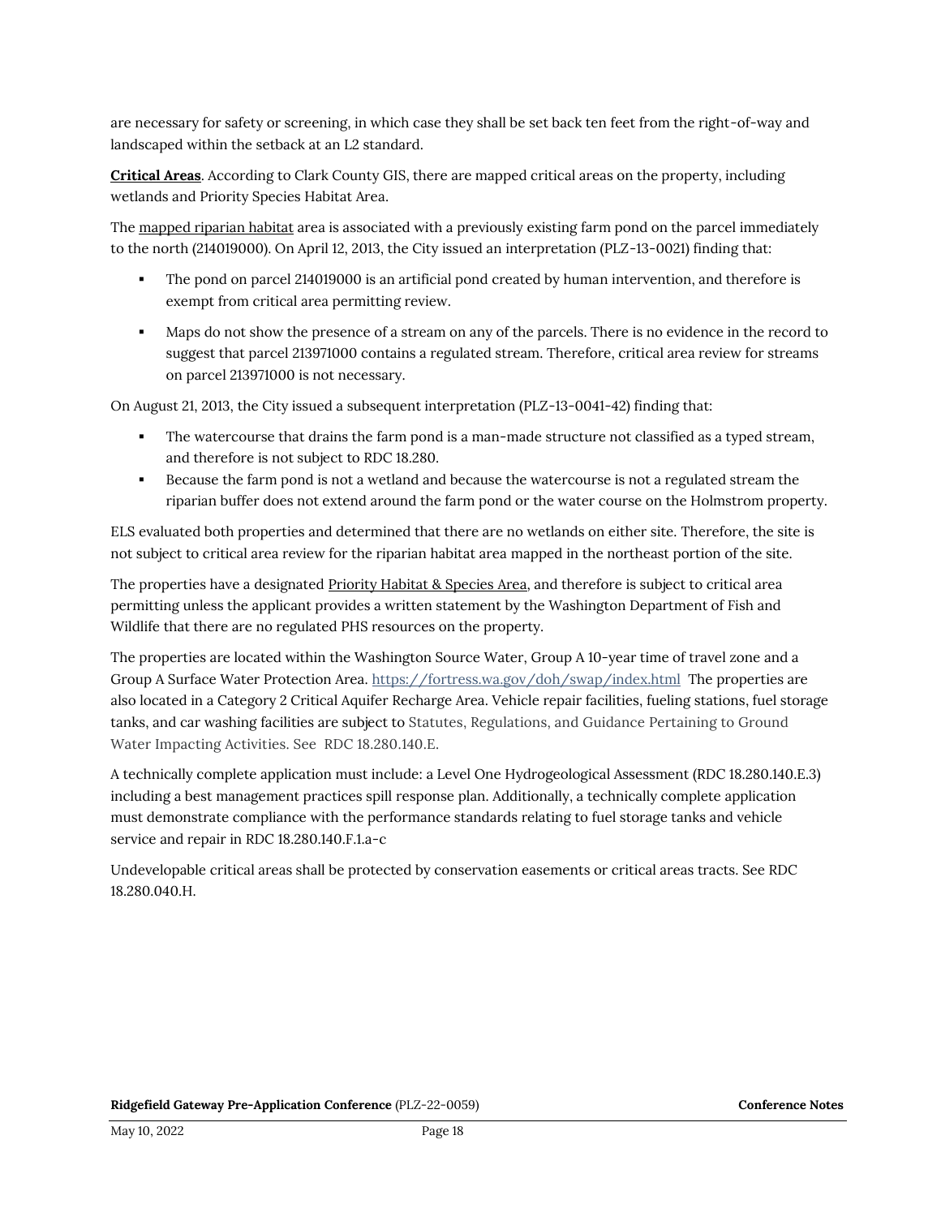are necessary for safety or screening, in which case they shall be set back ten feet from the right-of-way and landscaped within the setback at an L2 standard.

**Critical Areas**. According to Clark County GIS, there are mapped critical areas on the property, including wetlands and Priority Species Habitat Area.

The mapped riparian habitat area is associated with a previously existing farm pond on the parcel immediately to the north (214019000). On April 12, 2013, the City issued an interpretation (PLZ-13-0021) finding that:

- The pond on parcel 214019000 is an artificial pond created by human intervention, and therefore is exempt from critical area permitting review.
- Maps do not show the presence of a stream on any of the parcels. There is no evidence in the record to suggest that parcel 213971000 contains a regulated stream. Therefore, critical area review for streams on parcel 213971000 is not necessary.

On August 21, 2013, the City issued a subsequent interpretation (PLZ-13-0041-42) finding that:

- The watercourse that drains the farm pond is a man-made structure not classified as a typed stream, and therefore is not subject to RDC 18.280.
- Because the farm pond is not a wetland and because the watercourse is not a regulated stream the riparian buffer does not extend around the farm pond or the water course on the Holmstrom property.

ELS evaluated both properties and determined that there are no wetlands on either site. Therefore, the site is not subject to critical area review for the riparian habitat area mapped in the northeast portion of the site.

The properties have a designated Priority Habitat & Species Area, and therefore is subject to critical area permitting unless the applicant provides a written statement by the Washington Department of Fish and Wildlife that there are no regulated PHS resources on the property.

The properties are located within the Washington Source Water, Group A 10-year time of travel zone and a Group A Surface Water Protection Area. https://fortress.wa.gov/doh/swap/index.html The properties are also located in a Category 2 Critical Aquifer Recharge Area. Vehicle repair facilities, fueling stations, fuel storage tanks, and car washing facilities are subject to Statutes, Regulations, and Guidance Pertaining to Ground Water Impacting Activities. See RDC 18.280.140.E.

A technically complete application must include: a Level One Hydrogeological Assessment (RDC 18.280.140.E.3) including a best management practices spill response plan. Additionally, a technically complete application must demonstrate compliance with the performance standards relating to fuel storage tanks and vehicle service and repair in RDC 18.280.140.F.1.a-c

Undevelopable critical areas shall be protected by conservation easements or critical areas tracts. See RDC 18.280.040.H.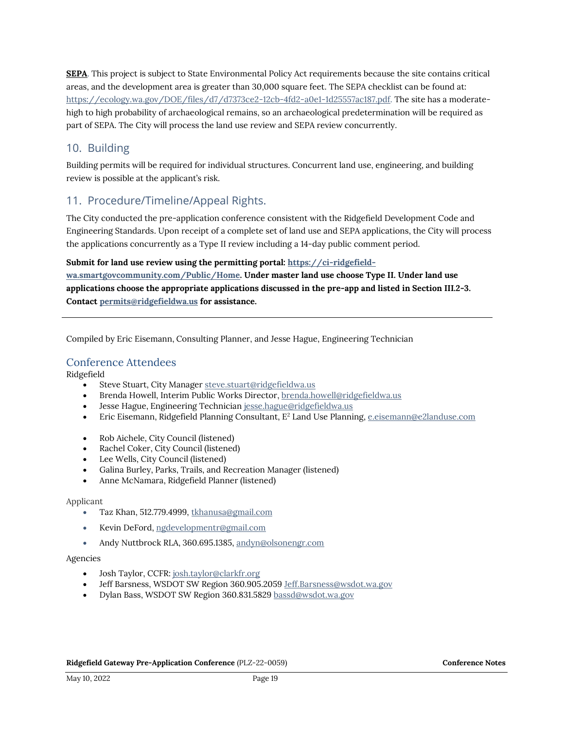**SEPA**. This project is subject to State Environmental Policy Act requirements because the site contains critical areas, and the development area is greater than 30,000 square feet. The SEPA checklist can be found at: https://ecology.wa.gov/DOE/files/d7/d7373ce2-12cb-4fd2-a0e1-1d25557ac187.pdf. The site has a moderate-high to high probability of archaeological remains, so an archaeological predetermination will be required as part of SEPA. The City will process the land use review and SEPA review concurrently.

## 10. Building

Building permits will be required for individual structures. Concurrent land use, engineering, and building review is possible at the applicant's risk.

## 11. Procedure/Timeline/Appeal Rights.

The City conducted the pre-application conference consistent with the Ridgefield Development Code and Engineering Standards. Upon receipt of a complete set of land use and SEPA applications, the City will process the applications concurrently as a Type II review including a 14-day public comment period.

**Submit for land use review using the permitting portal: https://ci-ridgefield-wa.smartgovcommunity.com/Public/Home. Under master land use choose Type II. Under land use applications choose the appropriate applications discussed in the pre-app and listed in Section III.2-3. Contact permits@ridgefieldwa.us for assistance.**

---

Compiled by Eric Eisemann, Consulting Planner, and Jesse Hague, Engineering Technician

## Conference Attendees

Ridgefield

- Steve Stuart, City Manager steve.stuart@ridgefieldwa.us
- Brenda Howell, Interim Public Works Director, brenda.howell@ridgefieldwa.us
- Jesse Hague, Engineering Technician jesse.hague@ridgefieldwa.us
- Eric Eisemann, Ridgefield Planning Consultant, E² Land Use Planning, e.eisemann@e2landuse.com

- Rob Aichele, City Council (listened)
- Rachel Coker, City Council (listened)
- Lee Wells, City Council (listened)
- Galina Burley, Parks, Trails, and Recreation Manager (listened)
- Anne McNamara, Ridgefield Planner (listened)

Applicant

- Taz Khan, 512.779.4999, tkhanusa@gmail.com
- Kevin DeFord, ngdevelopmentr@gmail.com
- Andy Nuttbrock RLA, 360.695.1385, andyn@olsonengr.com

Agencies

- Josh Taylor, CCFR: josh.taylor@clarkfr.org
- Jeff Barsness, WSDOT SW Region 360.905.2059 Jeff.Barsness@wsdot.wa.gov
- Dylan Bass, WSDOT SW Region 360.831.5829 bassd@wsdot.wa.gov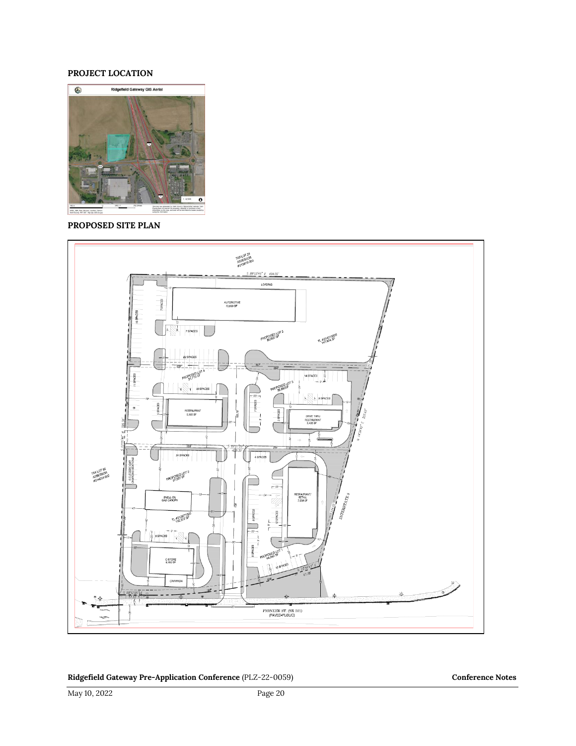**PROJECT LOCATION**

**PROPOSED SITE PLAN**